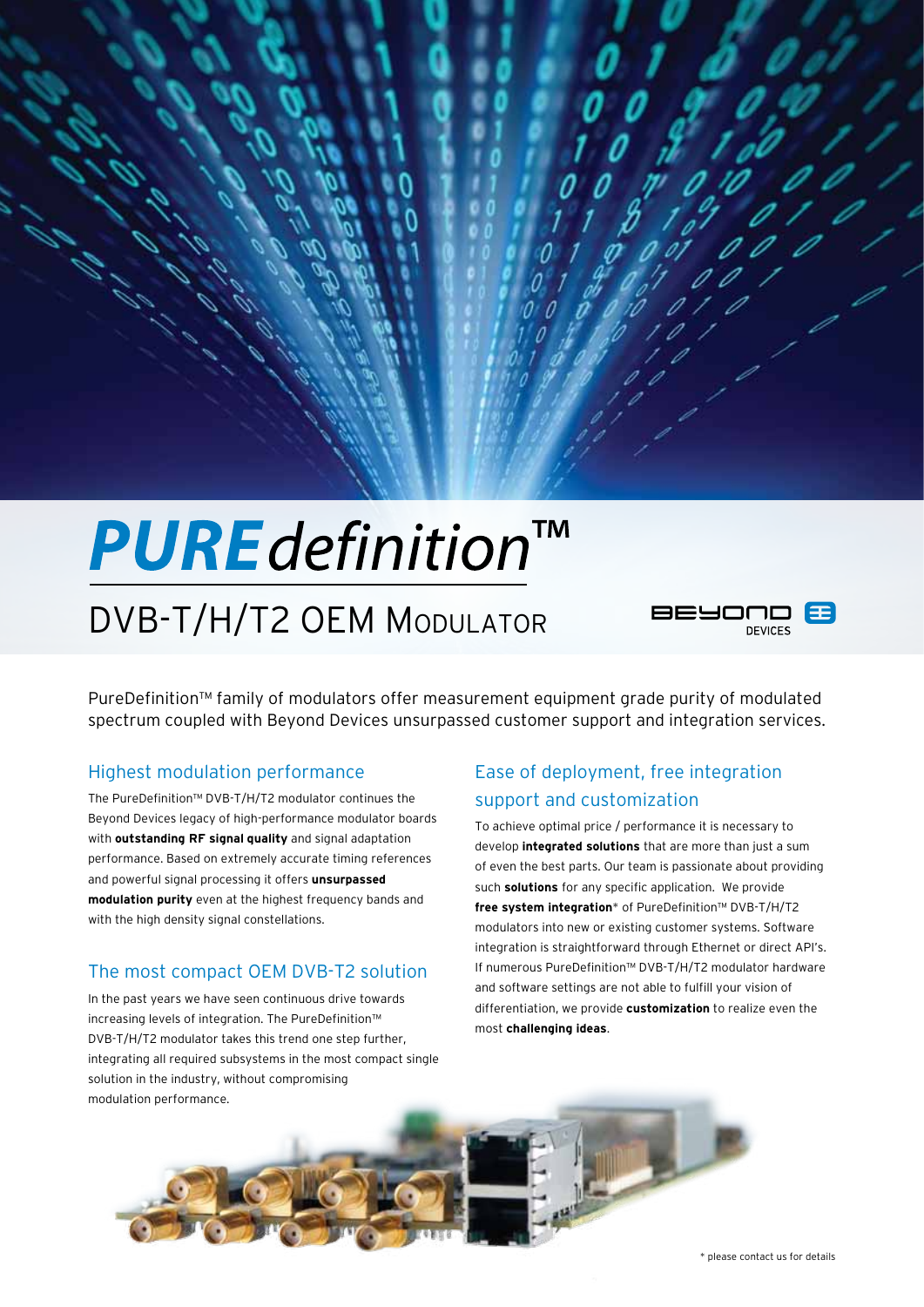# PURE*definition*™

## DVB-T/H/T2 OEM Modulator

BEYOND DEVICES

PureDefinition™ family of modulators offer measurement equipment grade purity of modulated spectrum coupled with Beyond Devices unsurpassed customer support and integration services.

### Highest modulation performance

The PureDefinition™ DVB-T/H/T2 modulator continues the Beyond Devices legacy of high-performance modulator boards with **outstanding RF signal quality** and signal adaptation performance. Based on extremely accurate timing references and powerful signal processing it offers **unsurpassed modulation purity** even at the highest frequency bands and with the high density signal constellations.

### The most compact OEM DVB-T2 solution

In the past years we have seen continuous drive towards increasing levels of integration. The PureDefinition™ DVB-T/H/T2 modulator takes this trend one step further, integrating all required subsystems in the most compact single solution in the industry, without compromising modulation performance.

### Ease of deployment, free integration support and customization

To achieve optimal price / performance it is necessary to develop **integrated solutions** that are more than just a sum of even the best parts. Our team is passionate about providing such **solutions** for any specific application. We provide **free system integration*** of PureDefinition™ DVB-T/H/T2 modulators into new or existing customer systems. Software integration is straightforward through Ethernet or direct API's. If numerous PureDefinition™ DVB-T/H/T2 modulator hardware and software settings are not able to fulfill your vision of differentiation, we provide **customization** to realize even the most **challenging ideas**.

* please contact us for details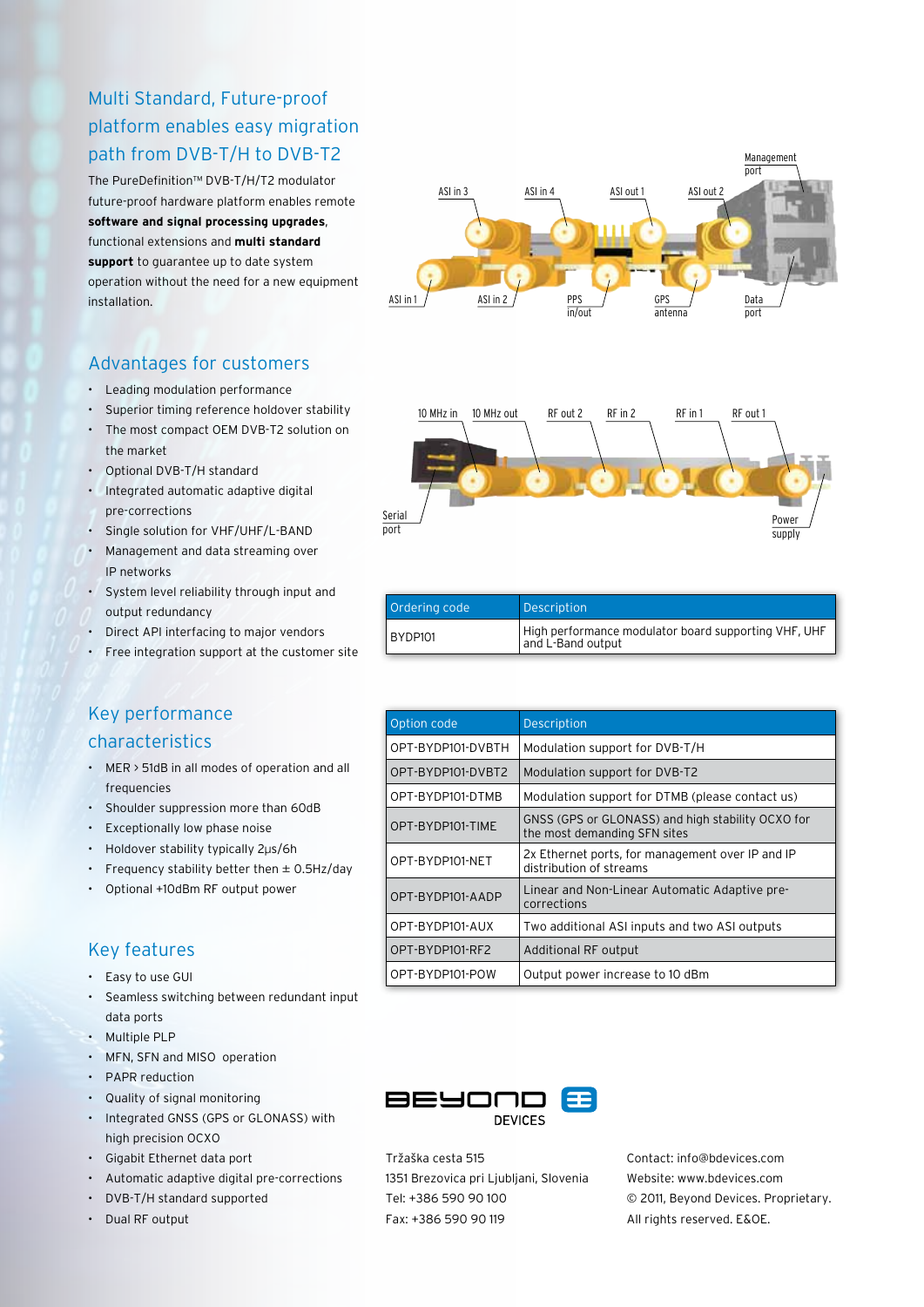## Multi Standard, Future-proof platform enables easy migration path from DVB-T/H to DVB-T2

The PureDefinition™ DVB-T/H/T2 modulator future-proof hardware platform enables remote **software and signal processing upgrades**, functional extensions and **multi standard support** to guarantee up to date system operation without the need for a new equipment installation.

## Advantages for customers

- Leading modulation performance
- Superior timing reference holdover stability
- The most compact OEM DVB-T2 solution on the market
- Optional DVB-T/H standard
- Integrated automatic adaptive digital pre-corrections
- Single solution for VHF/UHF/L-BAND
- Management and data streaming over IP networks
- System level reliability through input and output redundancy
- Direct API interfacing to major vendors
- Free integration support at the customer site

## Key performance characteristics

- MER > 51dB in all modes of operation and all frequencies
- Shoulder suppression more than 60dB
- Exceptionally low phase noise
- Holdover stability typically 2µs/6h
- Frequency stability better then ± 0.5Hz/day
- Optional +10dBm RF output power

## Key features

- Easy to use GUI
- Seamless switching between redundant input data ports
- Multiple PLP
- MFN, SFN and MISO operation
- PAPR reduction
- Quality of signal monitoring
- Integrated GNSS (GPS or GLONASS) with high precision OCXO
- Gigabit Ethernet data port
- Automatic adaptive digital pre-corrections
- DVB-T/H standard supported
- Dual RF output

Management port

ASI in 3, ASI in 4, ASI out 1, ASI out 2

ASI in 1, ASI in 2, PPS in/out, GPS antenna, Data port

10 MHz in, 10 MHz out, RF out 2, RF in 2, RF in 1, RF out 1

Serial port, Power supply

| Ordering code | Description |
|---|---|
| BYDP101 | High performance modulator board supporting VHF, UHF and L-Band output |

| Option code | Description |
|---|---|
| OPT-BYDP101-DVBTH | Modulation support for DVB-T/H |
| OPT-BYDP101-DVBT2 | Modulation support for DVB-T2 |
| OPT-BYDP101-DTMB | Modulation support for DTMB (please contact us) |
| OPT-BYDP101-TIME | GNSS (GPS or GLONASS) and high stability OCXO for the most demanding SFN sites |
| OPT-BYDP101-NET | 2x Ethernet ports, for management over IP and IP distribution of streams |
| OPT-BYDP101-AADP | Linear and Non-Linear Automatic Adaptive pre-corrections |
| OPT-BYDP101-AUX | Two additional ASI inputs and two ASI outputs |
| OPT-BYDP101-RF2 | Additional RF output |
| OPT-BYDP101-POW | Output power increase to 10 dBm |

BEYOND DEVICES

Tržaška cesta 515
1351 Brezovica pri Ljubljani, Slovenia
Tel: +386 590 90 100
Fax: +386 590 90 119

Contact: info@bdevices.com
Website: www.bdevices.com
© 2011, Beyond Devices. Proprietary.
All rights reserved. E&OE.